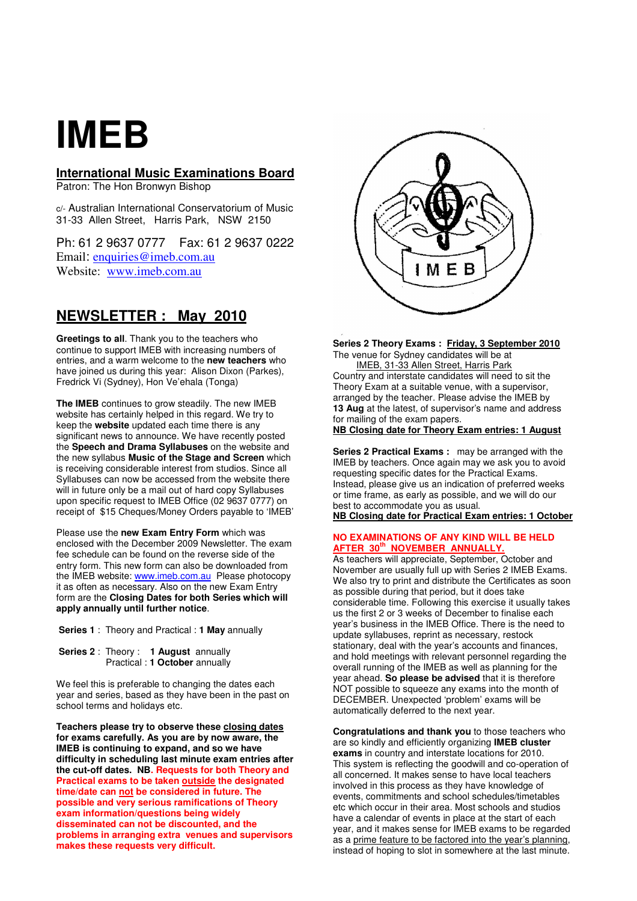# IMEB

## International Music Examinations Board

Patron: The Hon Bronwyn Bishop

c/- Australian International Conservatorium of Music
31-33 Allen Street, Harris Park, NSW 2150

Ph: 61 2 9637 0777 Fax: 61 2 9637 0222
Email: enquiries@imeb.com.au
Website: www.imeb.com.au

## NEWSLETTER : May 2010

**Greetings to all**. Thank you to the teachers who continue to support IMEB with increasing numbers of entries, and a warm welcome to the **new teachers** who have joined us during this year: Alison Dixon (Parkes), Fredrick Vi (Sydney), Hon Ve'ehala (Tonga)

**The IMEB** continues to grow steadily. The new IMEB website has certainly helped in this regard. We try to keep the **website** updated each time there is any significant news to announce. We have recently posted the **Speech and Drama Syllabuses** on the website and the new syllabus **Music of the Stage and Screen** which is receiving considerable interest from studios. Since all Syllabuses can now be accessed from the website there will in future only be a mail out of hard copy Syllabuses upon specific request to IMEB Office (02 9637 0777) on receipt of $15 Cheques/Money Orders payable to 'IMEB'

Please use the **new Exam Entry Form** which was enclosed with the December 2009 Newsletter. The exam fee schedule can be found on the reverse side of the entry form. This new form can also be downloaded from the IMEB website: www.imeb.com.au Please photocopy it as often as necessary. Also on the new Exam Entry form are the **Closing Dates for both Series which will apply annually until further notice**.

**Series 1** : Theory and Practical : **1 May** annually

**Series 2** : Theory : **1 August** annually
Practical : **1 October** annually

We feel this is preferable to changing the dates each year and series, based as they have been in the past on school terms and holidays etc.

**Teachers please try to observe these closing dates for exams carefully. As you are by now aware, the IMEB is continuing to expand, and so we have difficulty in scheduling last minute exam entries after the cut-off dates. NB. Requests for both Theory and Practical exams to be taken outside the designated time/date can not be considered in future. The possible and very serious ramifications of Theory exam information/questions being widely disseminated can not be discounted, and the problems in arranging extra venues and supervisors makes these requests very difficult.**

**Series 2 Theory Exams : Friday, 3 September 2010**
The venue for Sydney candidates will be at
IMEB, 31-33 Allen Street, Harris Park
Country and interstate candidates will need to sit the Theory Exam at a suitable venue, with a supervisor, arranged by the teacher. Please advise the IMEB by **13 Aug** at the latest, of supervisor's name and address for mailing of the exam papers.
**NB Closing date for Theory Exam entries: 1 August**

**Series 2 Practical Exams :** may be arranged with the IMEB by teachers. Once again may we ask you to avoid requesting specific dates for the Practical Exams. Instead, please give us an indication of preferred weeks or time frame, as early as possible, and we will do our best to accommodate you as usual.
**NB Closing date for Practical Exam entries: 1 October**

**NO EXAMINATIONS OF ANY KIND WILL BE HELD AFTER 30th NOVEMBER ANNUALLY.**
As teachers will appreciate, September, October and November are usually full up with Series 2 IMEB Exams. We also try to print and distribute the Certificates as soon as possible during that period, but it does take considerable time. Following this exercise it usually takes us the first 2 or 3 weeks of December to finalise each year's business in the IMEB Office. There is the need to update syllabuses, reprint as necessary, restock stationary, deal with the year's accounts and finances, and hold meetings with relevant personnel regarding the overall running of the IMEB as well as planning for the year ahead. **So please be advised** that it is therefore NOT possible to squeeze any exams into the month of DECEMBER. Unexpected 'problem' exams will be automatically deferred to the next year.

**Congratulations and thank you** to those teachers who are so kindly and efficiently organizing **IMEB cluster exams** in country and interstate locations for 2010. This system is reflecting the goodwill and co-operation of all concerned. It makes sense to have local teachers involved in this process as they have knowledge of events, commitments and school schedules/timetables etc which occur in their area. Most schools and studios have a calendar of events in place at the start of each year, and it makes sense for IMEB exams to be regarded as a prime feature to be factored into the year's planning, instead of hoping to slot in somewhere at the last minute.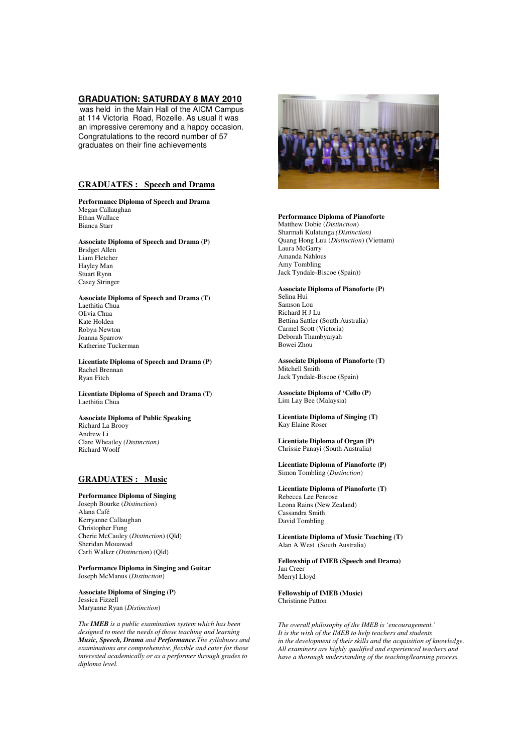## GRADUATION: SATURDAY 8 MAY 2010

was held in the Main Hall of the AICM Campus at 114 Victoria Road, Rozelle. As usual it was an impressive ceremony and a happy occasion. Congratulations to the record number of 57 graduates on their fine achievements

## GRADUATES : Speech and Drama

**Performance Diploma of Speech and Drama**
Megan Callaughan
Ethan Wallace
Bianca Starr

**Associate Diploma of Speech and Drama (P)**
Bridget Allen
Liam Fletcher
Hayley Man
Stuart Rynn
Casey Stringer

**Associate Diploma of Speech and Drama (T)**
Laethitia Chua
Olivia Chua
Kate Holden
Robyn Newton
Joanna Sparrow
Katherine Tuckerman

**Licentiate Diploma of Speech and Drama (P)**
Rachel Brennan
Ryan Fitch

**Licentiate Diploma of Speech and Drama (T)**
Laethitia Chua

**Associate Diploma of Public Speaking**
Richard La Brooy
Andrew Li
Clare Wheatley *(Distinction)*
Richard Woolf

## GRADUATES : Music

**Performance Diploma of Singing**
Joseph Bourke (*Distinction*)
Alana Café
Kerryanne Callaughan
Christopher Fung
Cherie McCauley (*Distinction*) (Qld)
Sheridan Mouawad
Carli Walker (*Distinction*) (Qld)

**Performance Diploma in Singing and Guitar**
Joseph McManus (*Distinction*)

**Associate Diploma of Singing (P)**
Jessica Fizzell
Maryanne Ryan (*Distinction*)

*The **IMEB** is a public examination system which has been designed to meet the needs of those teaching and learning **Music, Speech, Drama** and **Performance**.The syllabuses and examinations are comprehensive, flexible and cater for those interested academically or as a performer through grades to diploma level.*

**Performance Diploma of Pianoforte**
Matthew Dobie (*Distinction*)
Sharmali Kulatunga *(Distinction)*
Quang Hong Luu (*Distinction*) (Vietnam)
Laura McGarry
Amanda Nahlous
Amy Tombling
Jack Tyndale-Biscoe (Spain))

**Associate Diploma of Pianoforte (P)**
Selina Hui
Samson Lou
Richard H J Lu
Bettina Sattler (South Australia)
Carmel Scott (Victoria)
Deborah Thambyaiyah
Bowei Zhou

**Associate Diploma of Pianoforte (T)**
Mitchell Smith
Jack Tyndale-Biscoe (Spain)

**Associate Diploma of 'Cello (P)**
Lim Lay Bee (Malaysia)

**Licentiate Diploma of Singing (T)**
Kay Elaine Roser

**Licentiate Diploma of Organ (P)**
Chrissie Panayi (South Australia)

**Licentiate Diploma of Pianoforte (P)**
Simon Tombling (*Distinction*)

**Licentiate Diploma of Pianoforte (T)**
Rebecca Lee Penrose
Leona Rains (New Zealand)
Cassandra Smith
David Tombling

**Licentiate Diploma of Music Teaching (T)**
Alan A West (South Australia)

**Fellowship of IMEB (Speech and Drama)**
Jan Creer
Merryl Lloyd

**Fellowship of IMEB (Music)**
Christinne Patton

*The overall philosophy of the IMEB is 'encouragement.' It is the wish of the IMEB to help teachers and students in the development of their skills and the acquisition of knowledge. All examiners are highly qualified and experienced teachers and have a thorough understanding of the teaching/learning process.*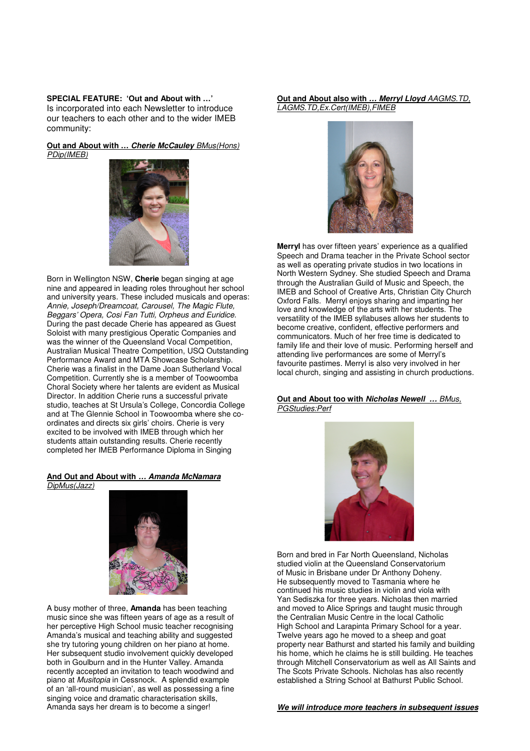**SPECIAL FEATURE: 'Out and About with …'**
Is incorporated into each Newsletter to introduce our teachers to each other and to the wider IMEB community:

**Out and About with … *Cherie McCauley*** *BMus(Hons) PDip(IMEB)*

Born in Wellington NSW, **Cherie** began singing at age nine and appeared in leading roles throughout her school and university years. These included musicals and operas: *Annie, Joseph/Dreamcoat, Carousel, The Magic Flute, Beggars' Opera, Cosi Fan Tutti, Orpheus and Euridice.* During the past decade Cherie has appeared as Guest Soloist with many prestigious Operatic Companies and was the winner of the Queensland Vocal Competition, Australian Musical Theatre Competition, USQ Outstanding Performance Award and MTA Showcase Scholarship. Cherie was a finalist in the Dame Joan Sutherland Vocal Competition. Currently she is a member of Toowoomba Choral Society where her talents are evident as Musical Director. In addition Cherie runs a successful private studio, teaches at St Ursula's College, Concordia College and at The Glennie School in Toowoomba where she co-ordinates and directs six girls' choirs. Cherie is very excited to be involved with IMEB through which her students attain outstanding results. Cherie recently completed her IMEB Performance Diploma in Singing

**And Out and About with … *Amanda McNamara*** *DipMus(Jazz)*

A busy mother of three, **Amanda** has been teaching music since she was fifteen years of age as a result of her perceptive High School music teacher recognising Amanda's musical and teaching ability and suggested she try tutoring young children on her piano at home. Her subsequent studio involvement quickly developed both in Goulburn and in the Hunter Valley. Amanda recently accepted an invitation to teach woodwind and piano at *Musitopia* in Cessnock. A splendid example of an 'all-round musician', as well as possessing a fine singing voice and dramatic characterisation skills, Amanda says her dream is to become a singer!

**Out and About also with … *Merryl Lloyd*** *AAGMS.TD, LAGMS.TD,Ex.Cert(IMEB),FIMEB*

**Merryl** has over fifteen years' experience as a qualified Speech and Drama teacher in the Private School sector as well as operating private studios in two locations in North Western Sydney. She studied Speech and Drama through the Australian Guild of Music and Speech, the IMEB and School of Creative Arts, Christian City Church Oxford Falls. Merryl enjoys sharing and imparting her love and knowledge of the arts with her students. The versatility of the IMEB syllabuses allows her students to become creative, confident, effective performers and communicators. Much of her free time is dedicated to family life and their love of music. Performing herself and attending live performances are some of Merryl's favourite pastimes. Merryl is also very involved in her local church, singing and assisting in church productions.

**Out and About too with *Nicholas Newell* …** *BMus, PGStudies:Perf*

Born and bred in Far North Queensland, Nicholas studied violin at the Queensland Conservatorium of Music in Brisbane under Dr Anthony Doheny. He subsequently moved to Tasmania where he continued his music studies in violin and viola with Yan Sediszka for three years. Nicholas then married and moved to Alice Springs and taught music through the Centralian Music Centre in the local Catholic High School and Larapinta Primary School for a year. Twelve years ago he moved to a sheep and goat property near Bathurst and started his family and building his home, which he claims he is still building. He teaches through Mitchell Conservatorium as well as All Saints and The Scots Private Schools. Nicholas has also recently established a String School at Bathurst Public School.

***We will introduce more teachers in subsequent issues***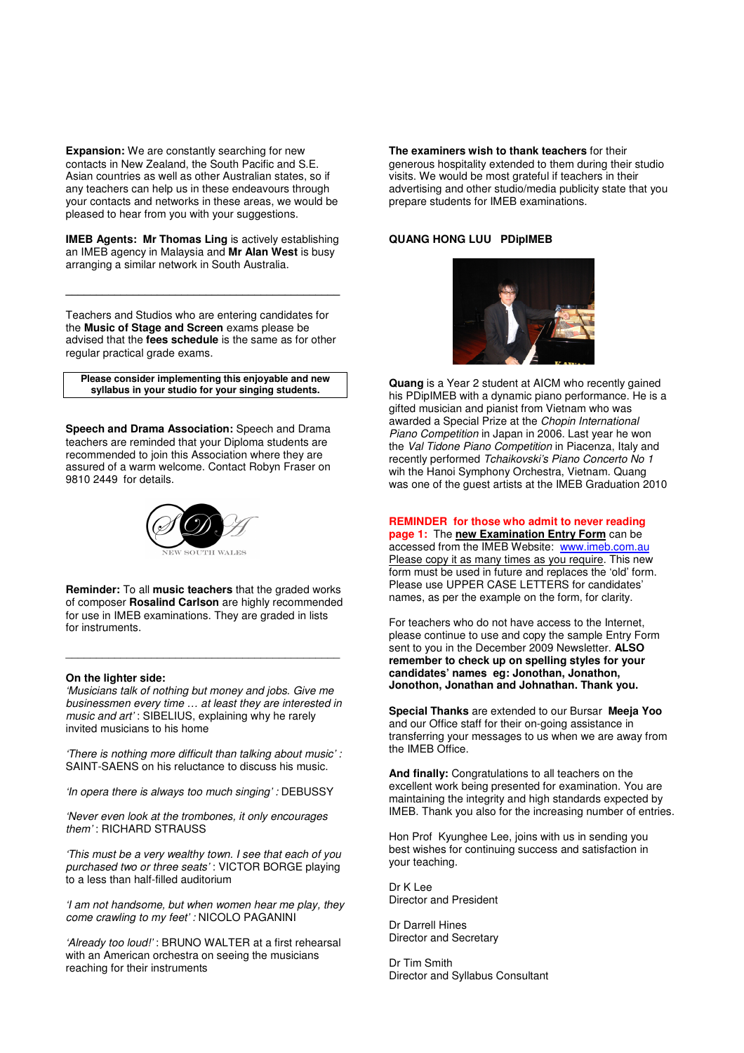**Expansion:** We are constantly searching for new contacts in New Zealand, the South Pacific and S.E. Asian countries as well as other Australian states, so if any teachers can help us in these endeavours through your contacts and networks in these areas, we would be pleased to hear from you with your suggestions.

**IMEB Agents: Mr Thomas Ling** is actively establishing an IMEB agency in Malaysia and **Mr Alan West** is busy arranging a similar network in South Australia.

---

Teachers and Studios who are entering candidates for the **Music of Stage and Screen** exams please be advised that the **fees schedule** is the same as for other regular practical grade exams.

**Please consider implementing this enjoyable and new syllabus in your studio for your singing students.**

**Speech and Drama Association:** Speech and Drama teachers are reminded that your Diploma students are recommended to join this Association where they are assured of a warm welcome. Contact Robyn Fraser on 9810 2449 for details.

SDA
NEW SOUTH WALES

**Reminder:** To all **music teachers** that the graded works of composer **Rosalind Carlson** are highly recommended for use in IMEB examinations. They are graded in lists for instruments.

---

**On the lighter side:**

*'Musicians talk of nothing but money and jobs. Give me businessmen every time … at least they are interested in music and art'* : SIBELIUS, explaining why he rarely invited musicians to his home

*'There is nothing more difficult than talking about music'* : SAINT-SAENS on his reluctance to discuss his music.

*'In opera there is always too much singing'* : DEBUSSY

*'Never even look at the trombones, it only encourages them'* : RICHARD STRAUSS

*'This must be a very wealthy town. I see that each of you purchased two or three seats'* : VICTOR BORGE playing to a less than half-filled auditorium

*'I am not handsome, but when women hear me play, they come crawling to my feet'* : NICOLO PAGANINI

*'Already too loud!'* : BRUNO WALTER at a first rehearsal with an American orchestra on seeing the musicians reaching for their instruments

**The examiners wish to thank teachers** for their generous hospitality extended to them during their studio visits. We would be most grateful if teachers in their advertising and other studio/media publicity state that you prepare students for IMEB examinations.

**QUANG HONG LUU PDipIMEB**

**Quang** is a Year 2 student at AICM who recently gained his PDipIMEB with a dynamic piano performance. He is a gifted musician and pianist from Vietnam who was awarded a Special Prize at the *Chopin International Piano Competition* in Japan in 2006. Last year he won the *Val Tidone Piano Competition* in Piacenza, Italy and recently performed *Tchaikovski's Piano Concerto No 1* wih the Hanoi Symphony Orchestra, Vietnam. Quang was one of the guest artists at the IMEB Graduation 2010

**REMINDER for those who admit to never reading page 1:** The **new Examination Entry Form** can be accessed from the IMEB Website: www.imeb.com.au Please copy it as many times as you require. This new form must be used in future and replaces the 'old' form. Please use UPPER CASE LETTERS for candidates' names, as per the example on the form, for clarity.

For teachers who do not have access to the Internet, please continue to use and copy the sample Entry Form sent to you in the December 2009 Newsletter. **ALSO remember to check up on spelling styles for your candidates' names eg: Jonothan, Jonathon, Jonothon, Jonathan and Johnathan. Thank you.**

**Special Thanks** are extended to our Bursar **Meeja Yoo** and our Office staff for their on-going assistance in transferring your messages to us when we are away from the IMEB Office.

**And finally:** Congratulations to all teachers on the excellent work being presented for examination. You are maintaining the integrity and high standards expected by IMEB. Thank you also for the increasing number of entries.

Hon Prof Kyunghee Lee, joins with us in sending you best wishes for continuing success and satisfaction in your teaching.

Dr K Lee
Director and President

Dr Darrell Hines
Director and Secretary

Dr Tim Smith
Director and Syllabus Consultant